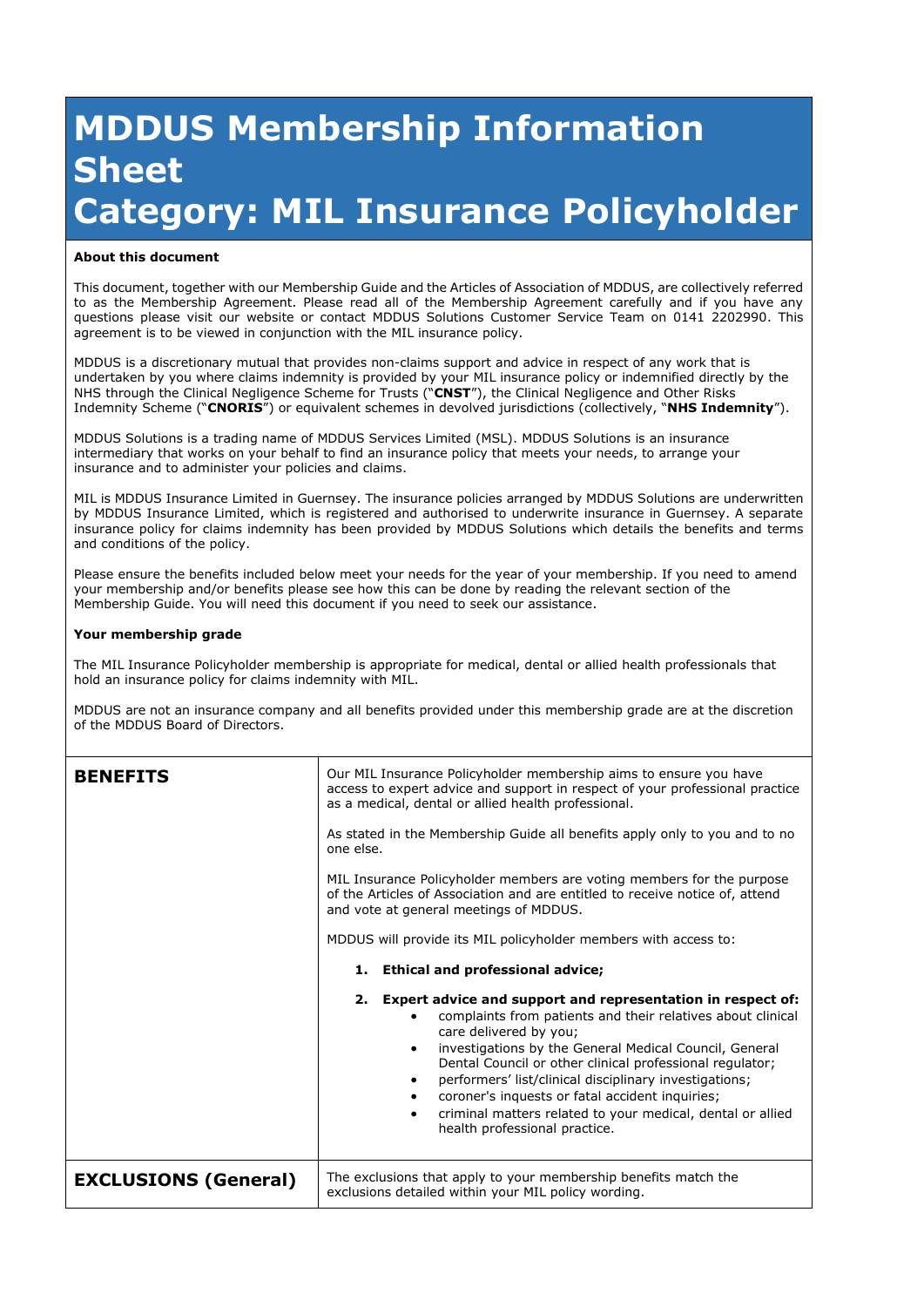# MDDUS Membership Information Sheet
# Category: MIL Insurance Policyholder

**About this document**

This document, together with our Membership Guide and the Articles of Association of MDDUS, are collectively referred to as the Membership Agreement. Please read all of the Membership Agreement carefully and if you have any questions please visit our website or contact MDDUS Solutions Customer Service Team on 0141 2202990. This agreement is to be viewed in conjunction with the MIL insurance policy.

MDDUS is a discretionary mutual that provides non-claims support and advice in respect of any work that is undertaken by you where claims indemnity is provided by your MIL insurance policy or indemnified directly by the NHS through the Clinical Negligence Scheme for Trusts ("**CNST**"), the Clinical Negligence and Other Risks Indemnity Scheme ("**CNORIS**") or equivalent schemes in devolved jurisdictions (collectively, "**NHS Indemnity**").

MDDUS Solutions is a trading name of MDDUS Services Limited (MSL). MDDUS Solutions is an insurance intermediary that works on your behalf to find an insurance policy that meets your needs, to arrange your insurance and to administer your policies and claims.

MIL is MDDUS Insurance Limited in Guernsey. The insurance policies arranged by MDDUS Solutions are underwritten by MDDUS Insurance Limited, which is registered and authorised to underwrite insurance in Guernsey. A separate insurance policy for claims indemnity has been provided by MDDUS Solutions which details the benefits and terms and conditions of the policy.

Please ensure the benefits included below meet your needs for the year of your membership. If you need to amend your membership and/or benefits please see how this can be done by reading the relevant section of the Membership Guide. You will need this document if you need to seek our assistance.

**Your membership grade**

The MIL Insurance Policyholder membership is appropriate for medical, dental or allied health professionals that hold an insurance policy for claims indemnity with MIL.

MDDUS are not an insurance company and all benefits provided under this membership grade are at the discretion of the MDDUS Board of Directors.

## BENEFITS

Our MIL Insurance Policyholder membership aims to ensure you have access to expert advice and support in respect of your professional practice as a medical, dental or allied health professional.

As stated in the Membership Guide all benefits apply only to you and to no one else.

MIL Insurance Policyholder members are voting members for the purpose of the Articles of Association and are entitled to receive notice of, attend and vote at general meetings of MDDUS.

MDDUS will provide its MIL policyholder members with access to:

1. **Ethical and professional advice;**
2. **Expert advice and support and representation in respect of:**
   - complaints from patients and their relatives about clinical care delivered by you;
   - investigations by the General Medical Council, General Dental Council or other clinical professional regulator;
   - performers' list/clinical disciplinary investigations;
   - coroner's inquests or fatal accident inquiries;
   - criminal matters related to your medical, dental or allied health professional practice.

## EXCLUSIONS (General)

The exclusions that apply to your membership benefits match the exclusions detailed within your MIL policy wording.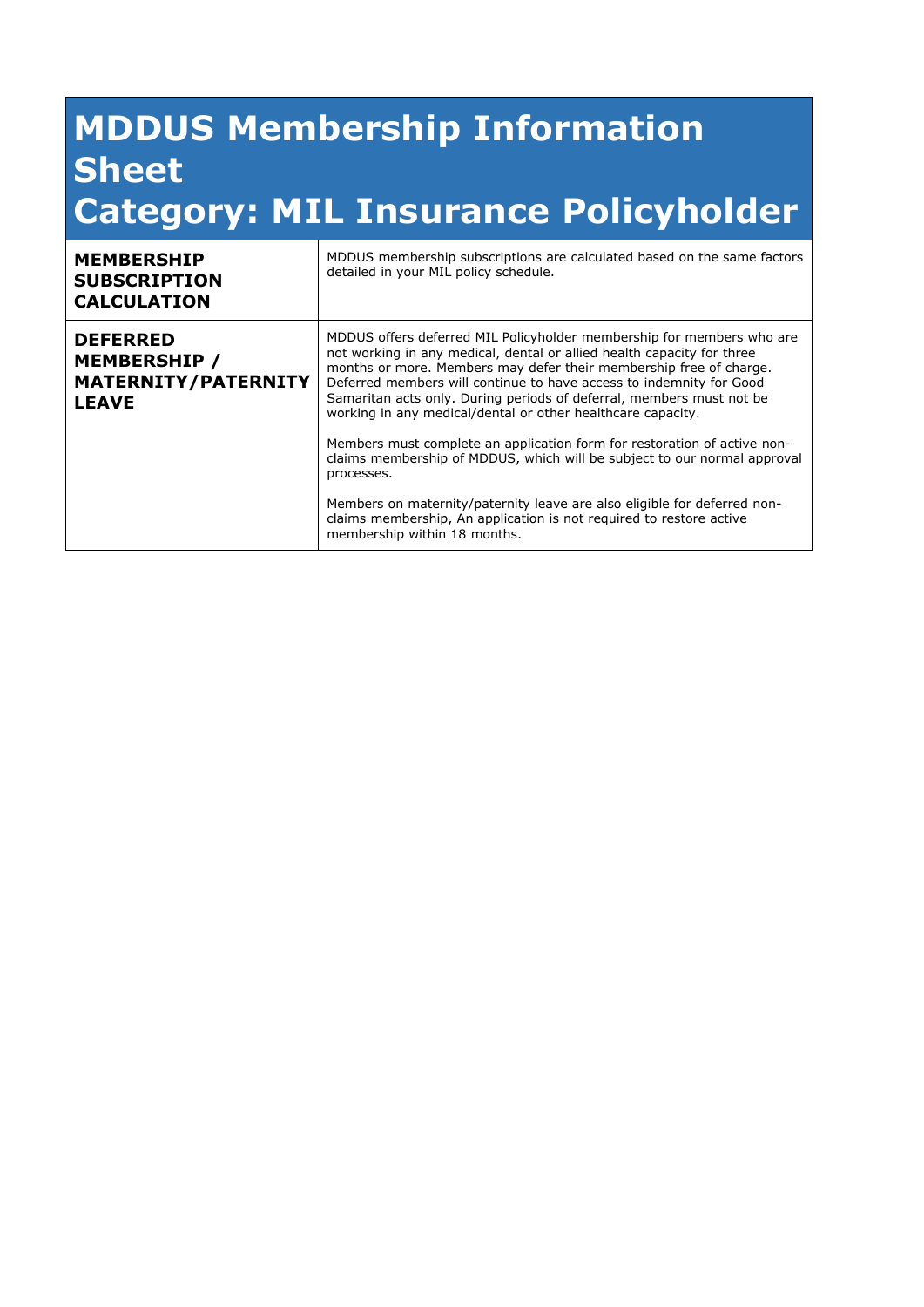# MDDUS Membership Information Sheet
# Category: MIL Insurance Policyholder

| | |
|---|---|
| **MEMBERSHIP SUBSCRIPTION CALCULATION** | MDDUS membership subscriptions are calculated based on the same factors detailed in your MIL policy schedule. |
| **DEFERRED MEMBERSHIP / MATERNITY/PATERNITY LEAVE** | MDDUS offers deferred MIL Policyholder membership for members who are not working in any medical, dental or allied health capacity for three months or more. Members may defer their membership free of charge. Deferred members will continue to have access to indemnity for Good Samaritan acts only. During periods of deferral, members must not be working in any medical/dental or other healthcare capacity.<br><br>Members must complete an application form for restoration of active non-claims membership of MDDUS, which will be subject to our normal approval processes.<br><br>Members on maternity/paternity leave are also eligible for deferred non-claims membership, An application is not required to restore active membership within 18 months. |